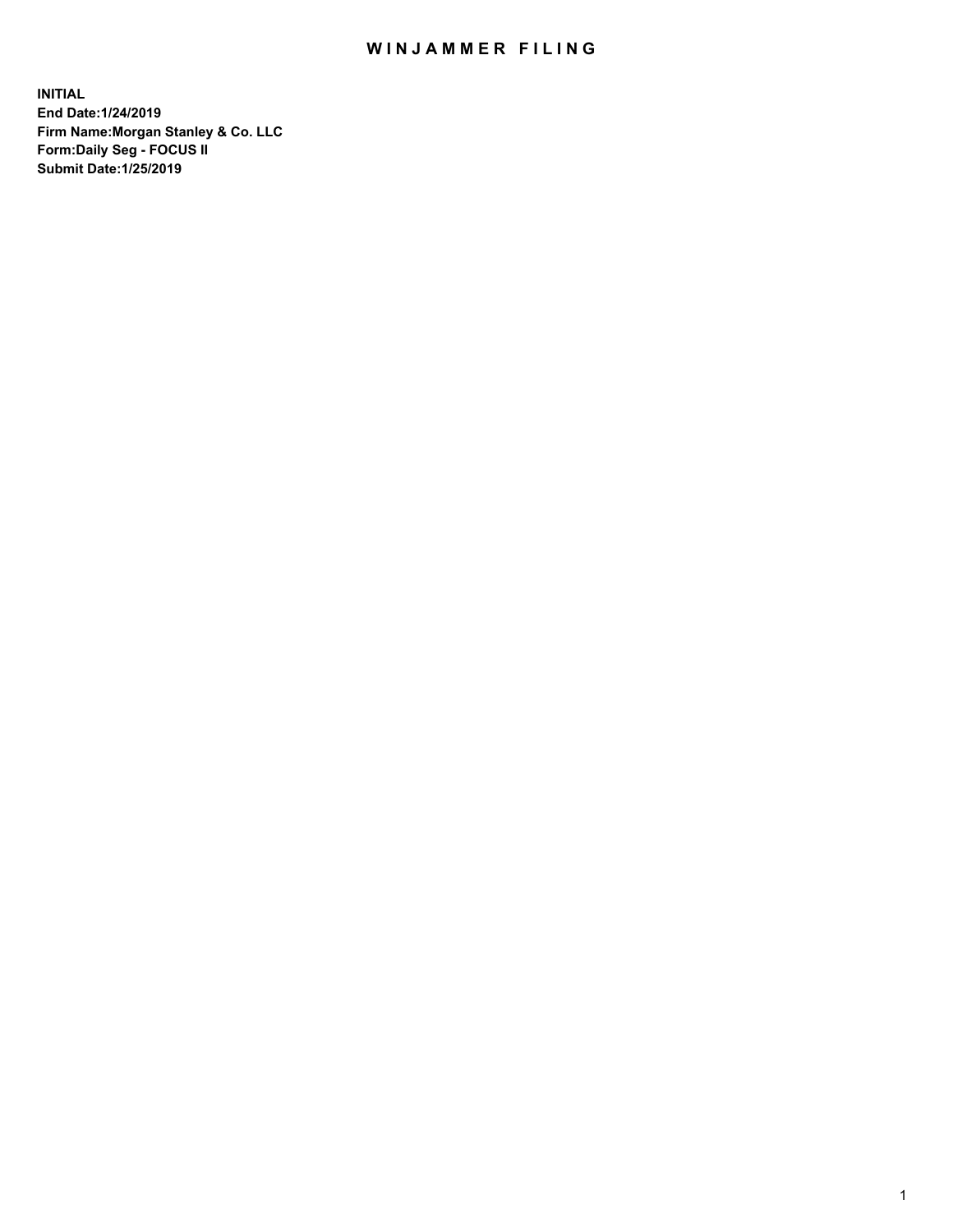# WINJAMMER FILING

**INITIAL**
**End Date:1/24/2019**
**Firm Name:Morgan Stanley & Co. LLC**
**Form:Daily Seg - FOCUS II**
**Submit Date:1/25/2019**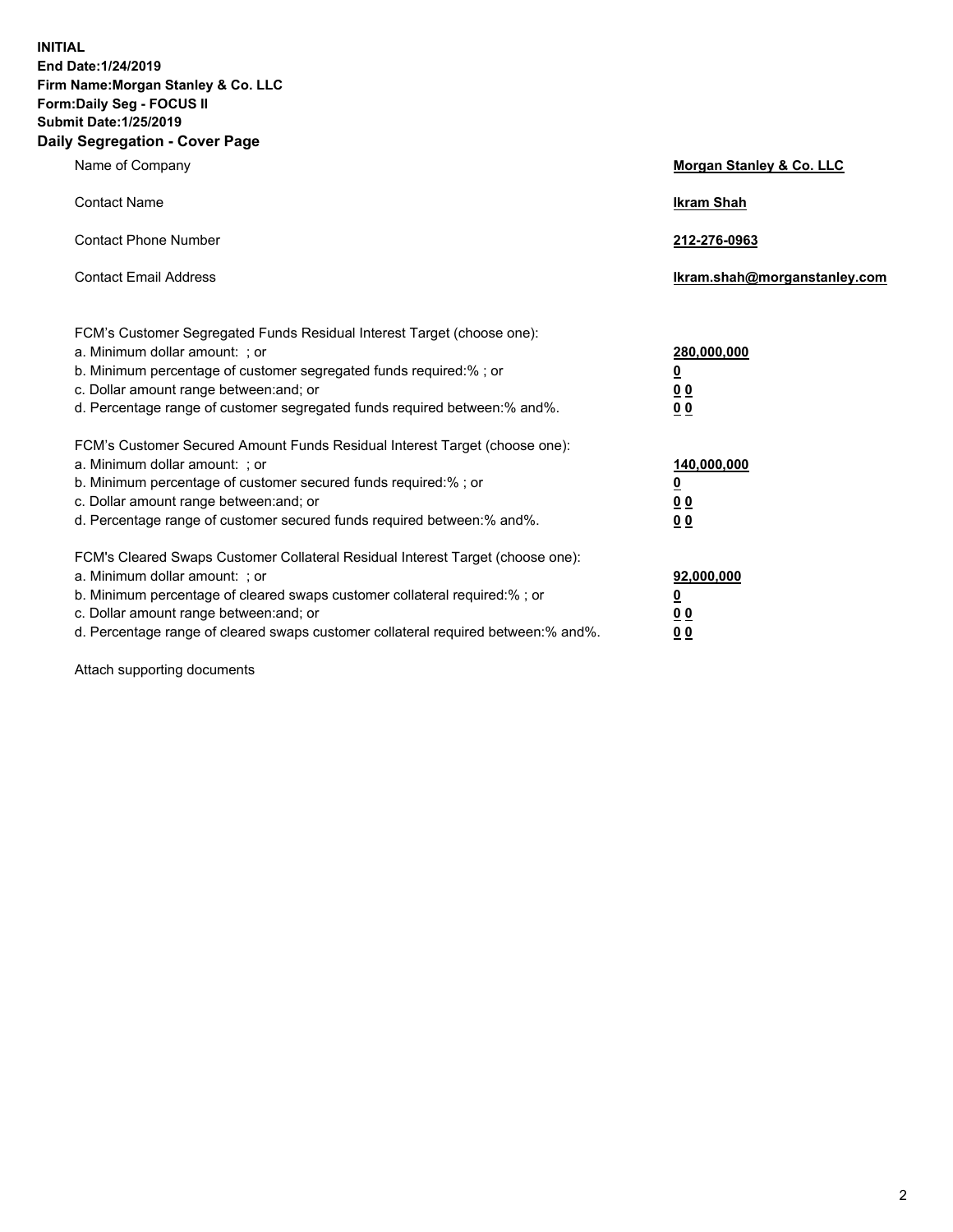**INITIAL**
**End Date:1/24/2019**
**Firm Name:Morgan Stanley & Co. LLC**
**Form:Daily Seg - FOCUS II**
**Submit Date:1/25/2019**
**Daily Segregation - Cover Page**

| | |
|---|---|
| Name of Company | **Morgan Stanley & Co. LLC** |
| Contact Name | **Ikram Shah** |
| Contact Phone Number | **212-276-0963** |
| Contact Email Address | **Ikram.shah@morganstanley.com** |

FCM's Customer Segregated Funds Residual Interest Target (choose one):

| | |
|---|---|
| a. Minimum dollar amount: ; or | **280,000,000** |
| b. Minimum percentage of customer segregated funds required:% ; or | **0** |
| c. Dollar amount range between:and; or | **0 0** |
| d. Percentage range of customer segregated funds required between:% and%. | **0 0** |

FCM's Customer Secured Amount Funds Residual Interest Target (choose one):

| | |
|---|---|
| a. Minimum dollar amount: ; or | **140,000,000** |
| b. Minimum percentage of customer secured funds required:% ; or | **0** |
| c. Dollar amount range between:and; or | **0 0** |
| d. Percentage range of customer secured funds required between:% and%. | **0 0** |

FCM's Cleared Swaps Customer Collateral Residual Interest Target (choose one):

| | |
|---|---|
| a. Minimum dollar amount: ; or | **92,000,000** |
| b. Minimum percentage of cleared swaps customer collateral required:% ; or | **0** |
| c. Dollar amount range between:and; or | **0 0** |
| d. Percentage range of cleared swaps customer collateral required between:% and%. | **0 0** |

Attach supporting documents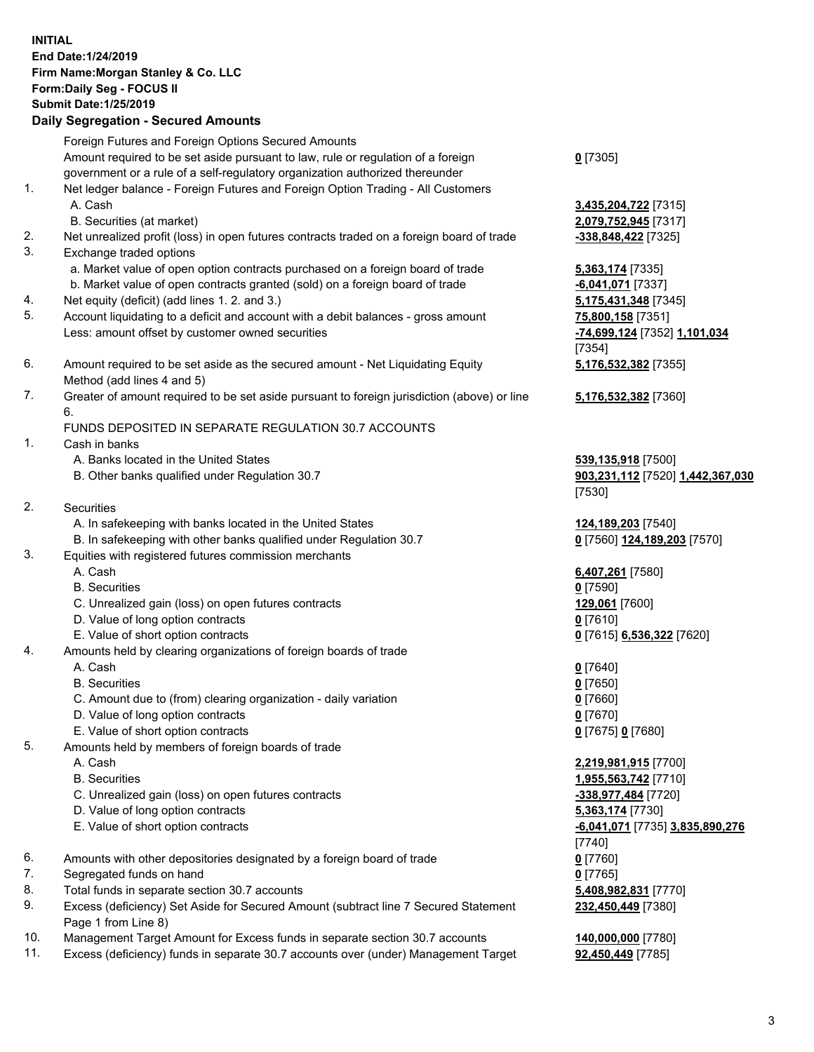**INITIAL**
**End Date:1/24/2019**
**Firm Name:Morgan Stanley & Co. LLC**
**Form:Daily Seg - FOCUS II**
**Submit Date:1/25/2019**
**Daily Segregation - Secured Amounts**

| | | |
|---|---|---|
| | Foreign Futures and Foreign Options Secured Amounts | |
| | Amount required to be set aside pursuant to law, rule or regulation of a foreign government or a rule of a self-regulatory organization authorized thereunder | **0** [7305] |
| 1. | Net ledger balance - Foreign Futures and Foreign Option Trading - All Customers | |
| | A. Cash | **3,435,204,722** [7315] |
| | B. Securities (at market) | **2,079,752,945** [7317] |
| 2. | Net unrealized profit (loss) in open futures contracts traded on a foreign board of trade | **-338,848,422** [7325] |
| 3. | Exchange traded options | |
| | a. Market value of open option contracts purchased on a foreign board of trade | **5,363,174** [7335] |
| | b. Market value of open contracts granted (sold) on a foreign board of trade | **-6,041,071** [7337] |
| 4. | Net equity (deficit) (add lines 1. 2. and 3.) | **5,175,431,348** [7345] |
| 5. | Account liquidating to a deficit and account with a debit balances - gross amount | **75,800,158** [7351] |
| | Less: amount offset by customer owned securities | **-74,699,124** [7352] **1,101,034** [7354] |
| 6. | Amount required to be set aside as the secured amount - Net Liquidating Equity Method (add lines 4 and 5) | **5,176,532,382** [7355] |
| 7. | Greater of amount required to be set aside pursuant to foreign jurisdiction (above) or line 6. | **5,176,532,382** [7360] |
| | FUNDS DEPOSITED IN SEPARATE REGULATION 30.7 ACCOUNTS | |
| 1. | Cash in banks | |
| | A. Banks located in the United States | **539,135,918** [7500] |
| | B. Other banks qualified under Regulation 30.7 | **903,231,112** [7520] **1,442,367,030** [7530] |
| 2. | Securities | |
| | A. In safekeeping with banks located in the United States | **124,189,203** [7540] |
| | B. In safekeeping with other banks qualified under Regulation 30.7 | **0** [7560] **124,189,203** [7570] |
| 3. | Equities with registered futures commission merchants | |
| | A. Cash | **6,407,261** [7580] |
| | B. Securities | **0** [7590] |
| | C. Unrealized gain (loss) on open futures contracts | **129,061** [7600] |
| | D. Value of long option contracts | **0** [7610] |
| | E. Value of short option contracts | **0** [7615] **6,536,322** [7620] |
| 4. | Amounts held by clearing organizations of foreign boards of trade | |
| | A. Cash | **0** [7640] |
| | B. Securities | **0** [7650] |
| | C. Amount due to (from) clearing organization - daily variation | **0** [7660] |
| | D. Value of long option contracts | **0** [7670] |
| | E. Value of short option contracts | **0** [7675] **0** [7680] |
| 5. | Amounts held by members of foreign boards of trade | |
| | A. Cash | **2,219,981,915** [7700] |
| | B. Securities | **1,955,563,742** [7710] |
| | C. Unrealized gain (loss) on open futures contracts | **-338,977,484** [7720] |
| | D. Value of long option contracts | **5,363,174** [7730] |
| | E. Value of short option contracts | **-6,041,071** [7735] **3,835,890,276** [7740] |
| 6. | Amounts with other depositories designated by a foreign board of trade | **0** [7760] |
| 7. | Segregated funds on hand | **0** [7765] |
| 8. | Total funds in separate section 30.7 accounts | **5,408,982,831** [7770] |
| 9. | Excess (deficiency) Set Aside for Secured Amount (subtract line 7 Secured Statement Page 1 from Line 8) | **232,450,449** [7380] |
| 10. | Management Target Amount for Excess funds in separate section 30.7 accounts | **140,000,000** [7780] |
| 11. | Excess (deficiency) funds in separate 30.7 accounts over (under) Management Target | **92,450,449** [7785] |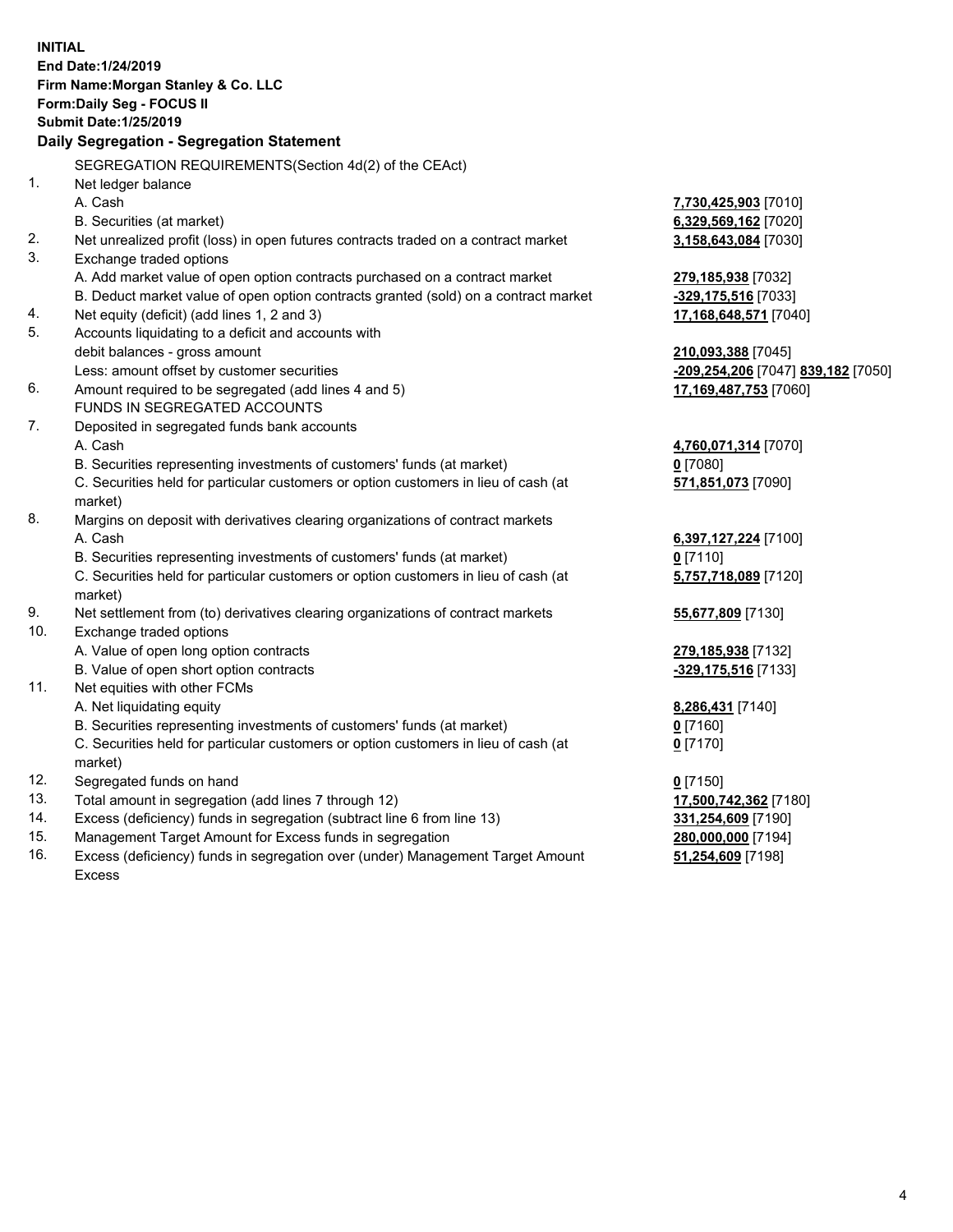**INITIAL**
**End Date:1/24/2019**
**Firm Name:Morgan Stanley & Co. LLC**
**Form:Daily Seg - FOCUS II**
**Submit Date:1/25/2019**
**Daily Segregation - Segregation Statement**

SEGREGATION REQUIREMENTS(Section 4d(2) of the CEAct)

| | | |
|---|---|---|
| 1. | Net ledger balance | |
| | A. Cash | 7,730,425,903 [7010] |
| | B. Securities (at market) | 6,329,569,162 [7020] |
| 2. | Net unrealized profit (loss) in open futures contracts traded on a contract market | 3,158,643,084 [7030] |
| 3. | Exchange traded options | |
| | A. Add market value of open option contracts purchased on a contract market | 279,185,938 [7032] |
| | B. Deduct market value of open option contracts granted (sold) on a contract market | -329,175,516 [7033] |
| 4. | Net equity (deficit) (add lines 1, 2 and 3) | 17,168,648,571 [7040] |
| 5. | Accounts liquidating to a deficit and accounts with debit balances - gross amount | 210,093,388 [7045] |
| | Less: amount offset by customer securities | -209,254,206 [7047] 839,182 [7050] |
| 6. | Amount required to be segregated (add lines 4 and 5) | 17,169,487,753 [7060] |
| | FUNDS IN SEGREGATED ACCOUNTS | |
| 7. | Deposited in segregated funds bank accounts | |
| | A. Cash | 4,760,071,314 [7070] |
| | B. Securities representing investments of customers' funds (at market) | 0 [7080] |
| | C. Securities held for particular customers or option customers in lieu of cash (at market) | 571,851,073 [7090] |
| 8. | Margins on deposit with derivatives clearing organizations of contract markets | |
| | A. Cash | 6,397,127,224 [7100] |
| | B. Securities representing investments of customers' funds (at market) | 0 [7110] |
| | C. Securities held for particular customers or option customers in lieu of cash (at market) | 5,757,718,089 [7120] |
| 9. | Net settlement from (to) derivatives clearing organizations of contract markets | 55,677,809 [7130] |
| 10. | Exchange traded options | |
| | A. Value of open long option contracts | 279,185,938 [7132] |
| | B. Value of open short option contracts | -329,175,516 [7133] |
| 11. | Net equities with other FCMs | |
| | A. Net liquidating equity | 8,286,431 [7140] |
| | B. Securities representing investments of customers' funds (at market) | 0 [7160] |
| | C. Securities held for particular customers or option customers in lieu of cash (at market) | 0 [7170] |
| 12. | Segregated funds on hand | 0 [7150] |
| 13. | Total amount in segregation (add lines 7 through 12) | 17,500,742,362 [7180] |
| 14. | Excess (deficiency) funds in segregation (subtract line 6 from line 13) | 331,254,609 [7190] |
| 15. | Management Target Amount for Excess funds in segregation | 280,000,000 [7194] |
| 16. | Excess (deficiency) funds in segregation over (under) Management Target Amount Excess | 51,254,609 [7198] |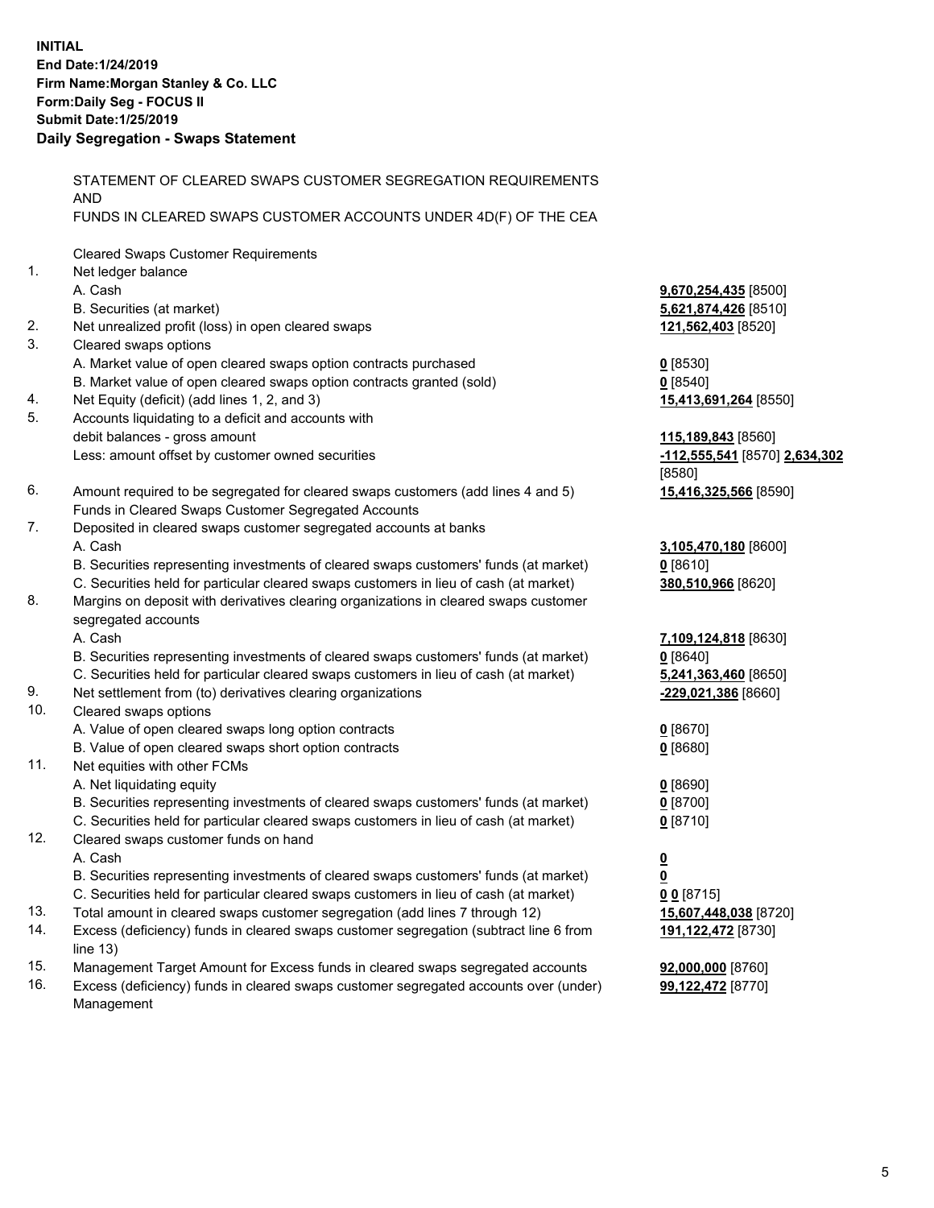**INITIAL**
**End Date:1/24/2019**
**Firm Name:Morgan Stanley & Co. LLC**
**Form:Daily Seg - FOCUS II**
**Submit Date:1/25/2019**
**Daily Segregation - Swaps Statement**

STATEMENT OF CLEARED SWAPS CUSTOMER SEGREGATION REQUIREMENTS AND FUNDS IN CLEARED SWAPS CUSTOMER ACCOUNTS UNDER 4D(F) OF THE CEA

| | | |
|---|---|---|
| | Cleared Swaps Customer Requirements | |
| 1. | Net ledger balance | |
| | A. Cash | **9,670,254,435** [8500] |
| | B. Securities (at market) | **5,621,874,426** [8510] |
| 2. | Net unrealized profit (loss) in open cleared swaps | **121,562,403** [8520] |
| 3. | Cleared swaps options | |
| | A. Market value of open cleared swaps option contracts purchased | **0** [8530] |
| | B. Market value of open cleared swaps option contracts granted (sold) | **0** [8540] |
| 4. | Net Equity (deficit) (add lines 1, 2, and 3) | **15,413,691,264** [8550] |
| 5. | Accounts liquidating to a deficit and accounts with debit balances - gross amount | **115,189,843** [8560] |
| | Less: amount offset by customer owned securities | **-112,555,541** [8570] **2,634,302** [8580] |
| 6. | Amount required to be segregated for cleared swaps customers (add lines 4 and 5) | **15,416,325,566** [8590] |
| | Funds in Cleared Swaps Customer Segregated Accounts | |
| 7. | Deposited in cleared swaps customer segregated accounts at banks | |
| | A. Cash | **3,105,470,180** [8600] |
| | B. Securities representing investments of cleared swaps customers' funds (at market) | **0** [8610] |
| | C. Securities held for particular cleared swaps customers in lieu of cash (at market) | **380,510,966** [8620] |
| 8. | Margins on deposit with derivatives clearing organizations in cleared swaps customer segregated accounts | |
| | A. Cash | **7,109,124,818** [8630] |
| | B. Securities representing investments of cleared swaps customers' funds (at market) | **0** [8640] |
| | C. Securities held for particular cleared swaps customers in lieu of cash (at market) | **5,241,363,460** [8650] |
| 9. | Net settlement from (to) derivatives clearing organizations | **-229,021,386** [8660] |
| 10. | Cleared swaps options | |
| | A. Value of open cleared swaps long option contracts | **0** [8670] |
| | B. Value of open cleared swaps short option contracts | **0** [8680] |
| 11. | Net equities with other FCMs | |
| | A. Net liquidating equity | **0** [8690] |
| | B. Securities representing investments of cleared swaps customers' funds (at market) | **0** [8700] |
| | C. Securities held for particular cleared swaps customers in lieu of cash (at market) | **0** [8710] |
| 12. | Cleared swaps customer funds on hand | |
| | A. Cash | **0** |
| | B. Securities representing investments of cleared swaps customers' funds (at market) | **0** |
| | C. Securities held for particular cleared swaps customers in lieu of cash (at market) | **0** **0** [8715] |
| 13. | Total amount in cleared swaps customer segregation (add lines 7 through 12) | **15,607,448,038** [8720] |
| 14. | Excess (deficiency) funds in cleared swaps customer segregation (subtract line 6 from line 13) | **191,122,472** [8730] |
| 15. | Management Target Amount for Excess funds in cleared swaps segregated accounts | **92,000,000** [8760] |
| 16. | Excess (deficiency) funds in cleared swaps customer segregated accounts over (under) Management | **99,122,472** [8770] |